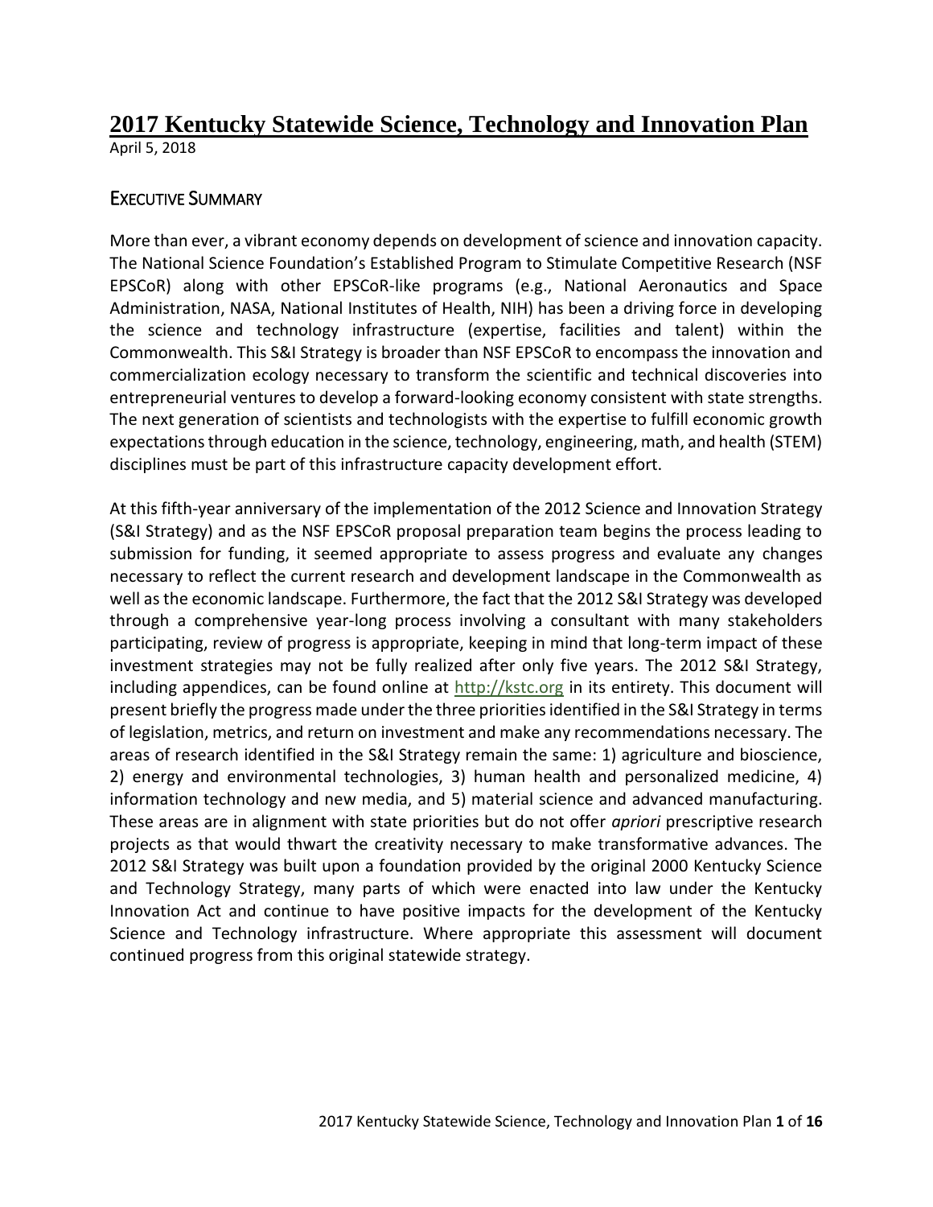# 2017 Kentucky Statewide Science, Technology and Innovation Plan

April 5, 2018

## Executive Summary

More than ever, a vibrant economy depends on development of science and innovation capacity. The National Science Foundation's Established Program to Stimulate Competitive Research (NSF EPSCoR) along with other EPSCoR-like programs (e.g., National Aeronautics and Space Administration, NASA, National Institutes of Health, NIH) has been a driving force in developing the science and technology infrastructure (expertise, facilities and talent) within the Commonwealth. This S&I Strategy is broader than NSF EPSCoR to encompass the innovation and commercialization ecology necessary to transform the scientific and technical discoveries into entrepreneurial ventures to develop a forward-looking economy consistent with state strengths. The next generation of scientists and technologists with the expertise to fulfill economic growth expectations through education in the science, technology, engineering, math, and health (STEM) disciplines must be part of this infrastructure capacity development effort.

At this fifth-year anniversary of the implementation of the 2012 Science and Innovation Strategy (S&I Strategy) and as the NSF EPSCoR proposal preparation team begins the process leading to submission for funding, it seemed appropriate to assess progress and evaluate any changes necessary to reflect the current research and development landscape in the Commonwealth as well as the economic landscape. Furthermore, the fact that the 2012 S&I Strategy was developed through a comprehensive year-long process involving a consultant with many stakeholders participating, review of progress is appropriate, keeping in mind that long-term impact of these investment strategies may not be fully realized after only five years. The 2012 S&I Strategy, including appendices, can be found online at [http://kstc.org](http://kstc.org) in its entirety. This document will present briefly the progress made under the three priorities identified in the S&I Strategy in terms of legislation, metrics, and return on investment and make any recommendations necessary. The areas of research identified in the S&I Strategy remain the same: 1) agriculture and bioscience, 2) energy and environmental technologies, 3) human health and personalized medicine, 4) information technology and new media, and 5) material science and advanced manufacturing. These areas are in alignment with state priorities but do not offer *apriori* prescriptive research projects as that would thwart the creativity necessary to make transformative advances. The 2012 S&I Strategy was built upon a foundation provided by the original 2000 Kentucky Science and Technology Strategy, many parts of which were enacted into law under the Kentucky Innovation Act and continue to have positive impacts for the development of the Kentucky Science and Technology infrastructure. Where appropriate this assessment will document continued progress from this original statewide strategy.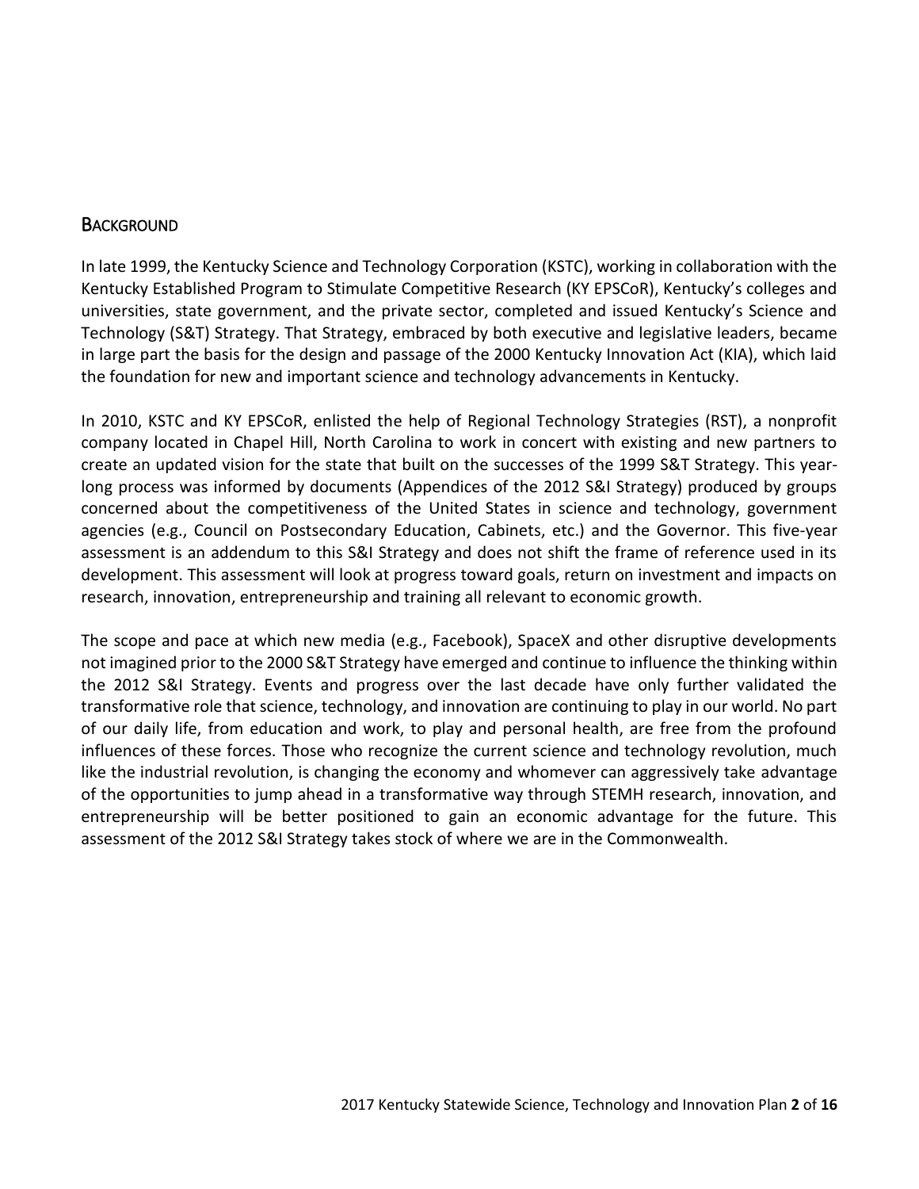## Background

In late 1999, the Kentucky Science and Technology Corporation (KSTC), working in collaboration with the Kentucky Established Program to Stimulate Competitive Research (KY EPSCoR), Kentucky's colleges and universities, state government, and the private sector, completed and issued Kentucky's Science and Technology (S&T) Strategy. That Strategy, embraced by both executive and legislative leaders, became in large part the basis for the design and passage of the 2000 Kentucky Innovation Act (KIA), which laid the foundation for new and important science and technology advancements in Kentucky.

In 2010, KSTC and KY EPSCoR, enlisted the help of Regional Technology Strategies (RST), a nonprofit company located in Chapel Hill, North Carolina to work in concert with existing and new partners to create an updated vision for the state that built on the successes of the 1999 S&T Strategy. This year-long process was informed by documents (Appendices of the 2012 S&I Strategy) produced by groups concerned about the competitiveness of the United States in science and technology, government agencies (e.g., Council on Postsecondary Education, Cabinets, etc.) and the Governor. This five-year assessment is an addendum to this S&I Strategy and does not shift the frame of reference used in its development. This assessment will look at progress toward goals, return on investment and impacts on research, innovation, entrepreneurship and training all relevant to economic growth.

The scope and pace at which new media (e.g., Facebook), SpaceX and other disruptive developments not imagined prior to the 2000 S&T Strategy have emerged and continue to influence the thinking within the 2012 S&I Strategy. Events and progress over the last decade have only further validated the transformative role that science, technology, and innovation are continuing to play in our world. No part of our daily life, from education and work, to play and personal health, are free from the profound influences of these forces. Those who recognize the current science and technology revolution, much like the industrial revolution, is changing the economy and whomever can aggressively take advantage of the opportunities to jump ahead in a transformative way through STEMH research, innovation, and entrepreneurship will be better positioned to gain an economic advantage for the future. This assessment of the 2012 S&I Strategy takes stock of where we are in the Commonwealth.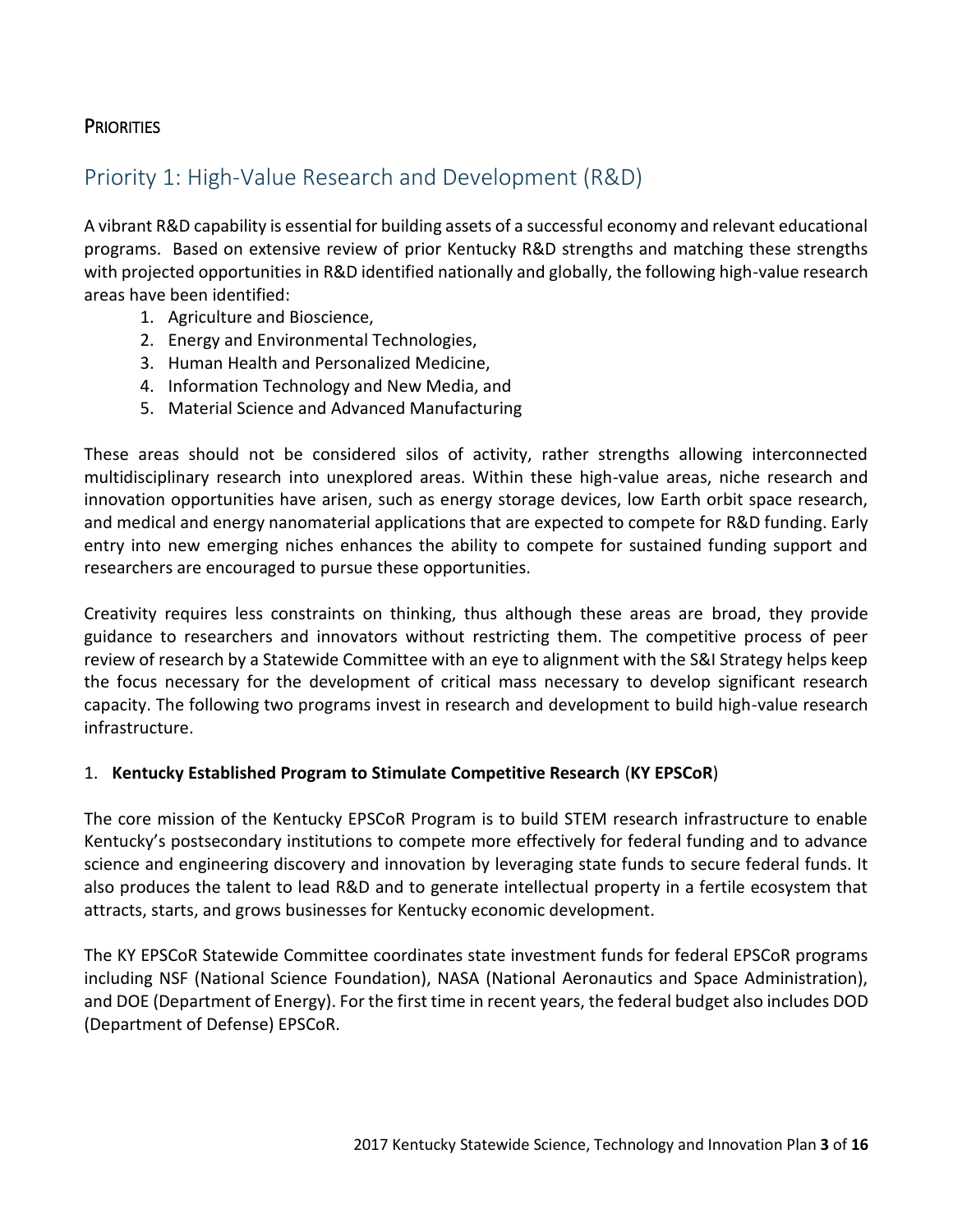## PRIORITIES

# Priority 1: High-Value Research and Development (R&D)

A vibrant R&D capability is essential for building assets of a successful economy and relevant educational programs. Based on extensive review of prior Kentucky R&D strengths and matching these strengths with projected opportunities in R&D identified nationally and globally, the following high-value research areas have been identified:

1. Agriculture and Bioscience,
2. Energy and Environmental Technologies,
3. Human Health and Personalized Medicine,
4. Information Technology and New Media, and
5. Material Science and Advanced Manufacturing

These areas should not be considered silos of activity, rather strengths allowing interconnected multidisciplinary research into unexplored areas. Within these high-value areas, niche research and innovation opportunities have arisen, such as energy storage devices, low Earth orbit space research, and medical and energy nanomaterial applications that are expected to compete for R&D funding. Early entry into new emerging niches enhances the ability to compete for sustained funding support and researchers are encouraged to pursue these opportunities.

Creativity requires less constraints on thinking, thus although these areas are broad, they provide guidance to researchers and innovators without restricting them. The competitive process of peer review of research by a Statewide Committee with an eye to alignment with the S&I Strategy helps keep the focus necessary for the development of critical mass necessary to develop significant research capacity. The following two programs invest in research and development to build high-value research infrastructure.

1. **Kentucky Established Program to Stimulate Competitive Research** (**KY EPSCoR**)

The core mission of the Kentucky EPSCoR Program is to build STEM research infrastructure to enable Kentucky's postsecondary institutions to compete more effectively for federal funding and to advance science and engineering discovery and innovation by leveraging state funds to secure federal funds. It also produces the talent to lead R&D and to generate intellectual property in a fertile ecosystem that attracts, starts, and grows businesses for Kentucky economic development.

The KY EPSCoR Statewide Committee coordinates state investment funds for federal EPSCoR programs including NSF (National Science Foundation), NASA (National Aeronautics and Space Administration), and DOE (Department of Energy). For the first time in recent years, the federal budget also includes DOD (Department of Defense) EPSCoR.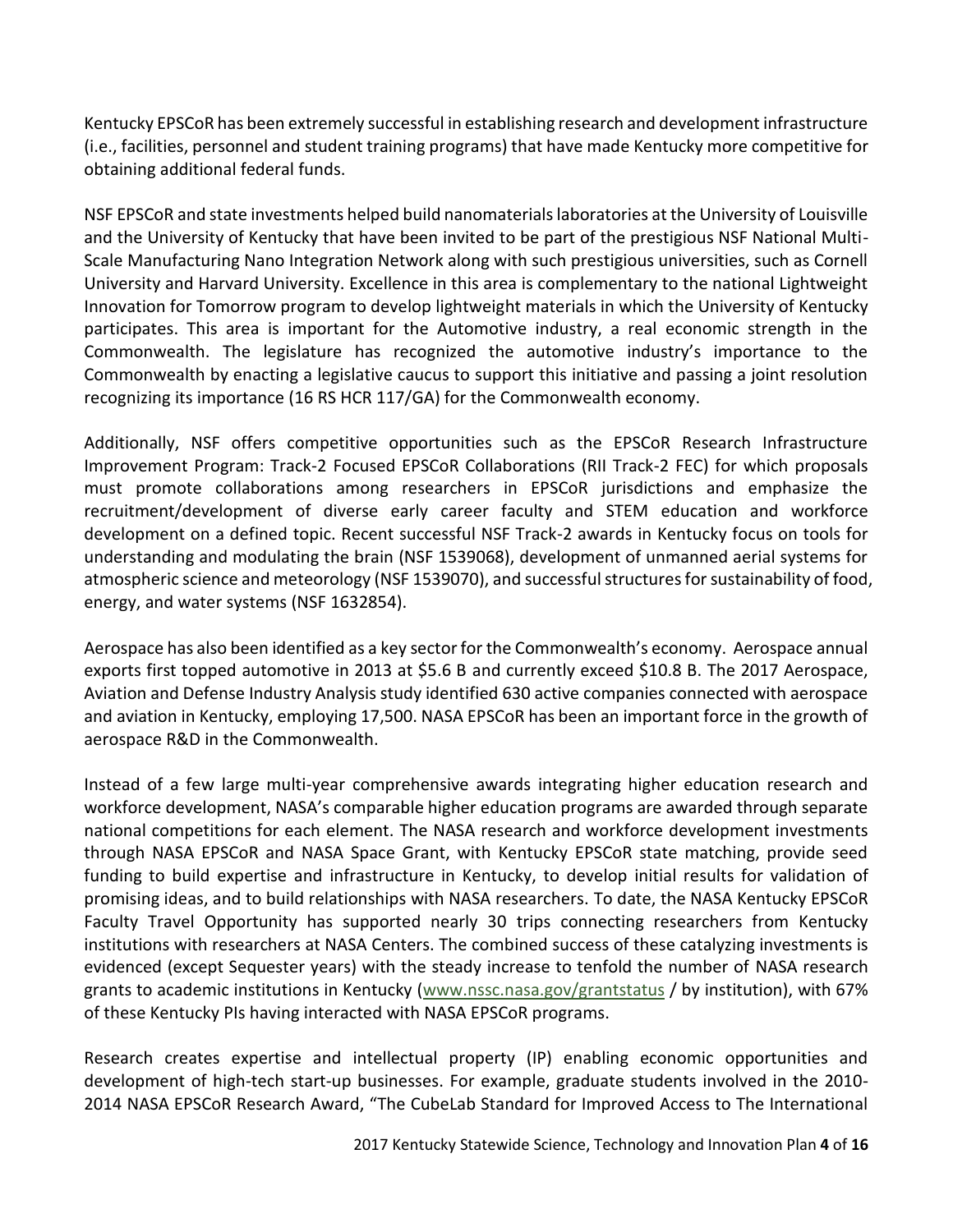Kentucky EPSCoR has been extremely successful in establishing research and development infrastructure (i.e., facilities, personnel and student training programs) that have made Kentucky more competitive for obtaining additional federal funds.

NSF EPSCoR and state investments helped build nanomaterials laboratories at the University of Louisville and the University of Kentucky that have been invited to be part of the prestigious NSF National Multi-Scale Manufacturing Nano Integration Network along with such prestigious universities, such as Cornell University and Harvard University. Excellence in this area is complementary to the national Lightweight Innovation for Tomorrow program to develop lightweight materials in which the University of Kentucky participates. This area is important for the Automotive industry, a real economic strength in the Commonwealth. The legislature has recognized the automotive industry's importance to the Commonwealth by enacting a legislative caucus to support this initiative and passing a joint resolution recognizing its importance (16 RS HCR 117/GA) for the Commonwealth economy.

Additionally, NSF offers competitive opportunities such as the EPSCoR Research Infrastructure Improvement Program: Track-2 Focused EPSCoR Collaborations (RII Track-2 FEC) for which proposals must promote collaborations among researchers in EPSCoR jurisdictions and emphasize the recruitment/development of diverse early career faculty and STEM education and workforce development on a defined topic. Recent successful NSF Track-2 awards in Kentucky focus on tools for understanding and modulating the brain (NSF 1539068), development of unmanned aerial systems for atmospheric science and meteorology (NSF 1539070), and successful structures for sustainability of food, energy, and water systems (NSF 1632854).

Aerospace has also been identified as a key sector for the Commonwealth's economy. Aerospace annual exports first topped automotive in 2013 at $5.6 B and currently exceed $10.8 B. The 2017 Aerospace, Aviation and Defense Industry Analysis study identified 630 active companies connected with aerospace and aviation in Kentucky, employing 17,500. NASA EPSCoR has been an important force in the growth of aerospace R&D in the Commonwealth.

Instead of a few large multi-year comprehensive awards integrating higher education research and workforce development, NASA's comparable higher education programs are awarded through separate national competitions for each element. The NASA research and workforce development investments through NASA EPSCoR and NASA Space Grant, with Kentucky EPSCoR state matching, provide seed funding to build expertise and infrastructure in Kentucky, to develop initial results for validation of promising ideas, and to build relationships with NASA researchers. To date, the NASA Kentucky EPSCoR Faculty Travel Opportunity has supported nearly 30 trips connecting researchers from Kentucky institutions with researchers at NASA Centers. The combined success of these catalyzing investments is evidenced (except Sequester years) with the steady increase to tenfold the number of NASA research grants to academic institutions in Kentucky (www.nssc.nasa.gov/grantstatus / by institution), with 67% of these Kentucky PIs having interacted with NASA EPSCoR programs.

Research creates expertise and intellectual property (IP) enabling economic opportunities and development of high-tech start-up businesses. For example, graduate students involved in the 2010-2014 NASA EPSCoR Research Award, "The CubeLab Standard for Improved Access to The International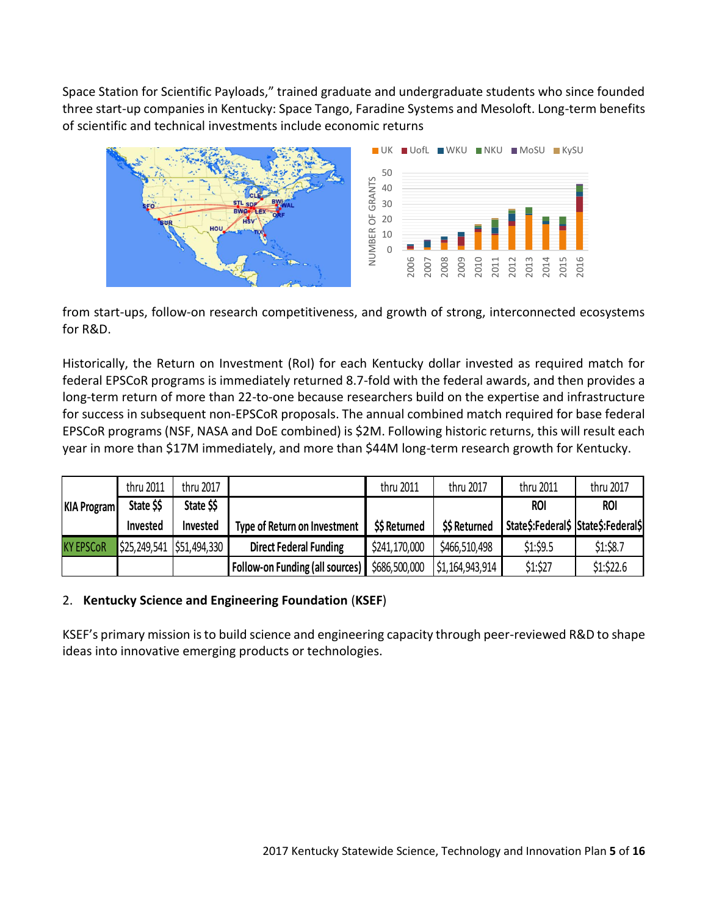Space Station for Scientific Payloads," trained graduate and undergraduate students who since founded three start-up companies in Kentucky: Space Tango, Faradine Systems and Mesoloft. Long-term benefits of scientific and technical investments include economic returns from start-ups, follow-on research competitiveness, and growth of strong, interconnected ecosystems for R&D.

Historically, the Return on Investment (RoI) for each Kentucky dollar invested as required match for federal EPSCoR programs is immediately returned 8.7-fold with the federal awards, and then provides a long-term return of more than 22-to-one because researchers build on the expertise and infrastructure for success in subsequent non-EPSCoR proposals. The annual combined match required for base federal EPSCoR programs (NSF, NASA and DoE combined) is $2M. Following historic returns, this will result each year in more than $17M immediately, and more than $44M long-term research growth for Kentucky.

| KIA Program | thru 2011 State $$ Invested | thru 2017 State $$ Invested | Type of Return on Investment | thru 2011 $$ Returned | thru 2017 $$ Returned | thru 2011 ROI State$:Federal$ | thru 2017 ROI State$:Federal$ |
|---|---|---|---|---|---|---|---|
| KY EPSCoR | $25,249,541 | $51,494,330 | Direct Federal Funding | $241,170,000 | $466,510,498 | $1:$9.5 | $1:$8.7 |
| | | | Follow-on Funding (all sources) | $686,500,000 | $1,164,943,914 | $1:$27 | $1:$22.6 |

2. **Kentucky Science and Engineering Foundation** (**KSEF**)

KSEF's primary mission is to build science and engineering capacity through peer-reviewed R&D to shape ideas into innovative emerging products or technologies.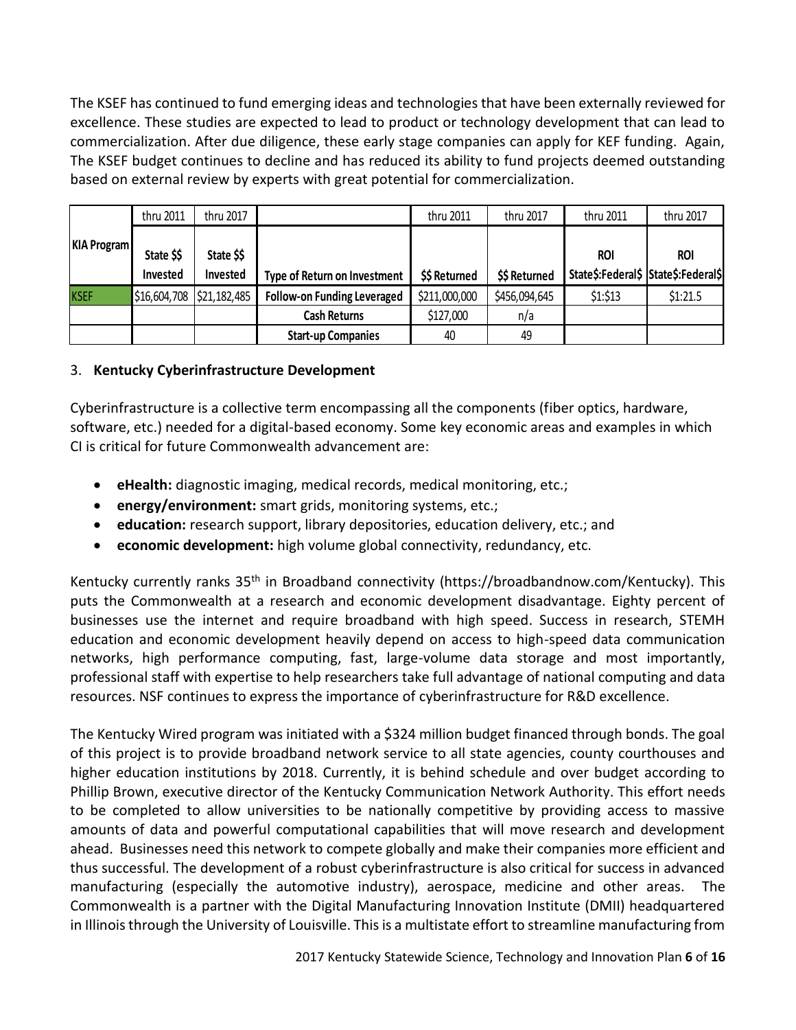The KSEF has continued to fund emerging ideas and technologies that have been externally reviewed for excellence. These studies are expected to lead to product or technology development that can lead to commercialization. After due diligence, these early stage companies can apply for KEF funding. Again, The KSEF budget continues to decline and has reduced its ability to fund projects deemed outstanding based on external review by experts with great potential for commercialization.

| KIA Program | thru 2011 | thru 2017 | | thru 2011 | thru 2017 | thru 2011 | thru 2017 |
|---|---|---|---|---|---|---|---|
| | State $$ Invested | State $$ Invested | Type of Return on Investment | $$ Returned | $$ Returned | ROI State$:Federal$ | ROI State$:Federal$ |
| KSEF | $16,604,708 | $21,182,485 | Follow-on Funding Leveraged | $211,000,000 | $456,094,645 | $1:$13 | $1:21.5 |
| | | | Cash Returns | $127,000 | n/a | | |
| | | | Start-up Companies | 40 | 49 | | |

3. **Kentucky Cyberinfrastructure Development**

Cyberinfrastructure is a collective term encompassing all the components (fiber optics, hardware, software, etc.) needed for a digital-based economy. Some key economic areas and examples in which CI is critical for future Commonwealth advancement are:

- **eHealth:** diagnostic imaging, medical records, medical monitoring, etc.;
- **energy/environment:** smart grids, monitoring systems, etc.;
- **education:** research support, library depositories, education delivery, etc.; and
- **economic development:** high volume global connectivity, redundancy, etc.

Kentucky currently ranks 35th in Broadband connectivity (https://broadbandnow.com/Kentucky). This puts the Commonwealth at a research and economic development disadvantage. Eighty percent of businesses use the internet and require broadband with high speed. Success in research, STEMH education and economic development heavily depend on access to high-speed data communication networks, high performance computing, fast, large-volume data storage and most importantly, professional staff with expertise to help researchers take full advantage of national computing and data resources. NSF continues to express the importance of cyberinfrastructure for R&D excellence.

The Kentucky Wired program was initiated with a $324 million budget financed through bonds. The goal of this project is to provide broadband network service to all state agencies, county courthouses and higher education institutions by 2018. Currently, it is behind schedule and over budget according to Phillip Brown, executive director of the Kentucky Communication Network Authority. This effort needs to be completed to allow universities to be nationally competitive by providing access to massive amounts of data and powerful computational capabilities that will move research and development ahead. Businesses need this network to compete globally and make their companies more efficient and thus successful. The development of a robust cyberinfrastructure is also critical for success in advanced manufacturing (especially the automotive industry), aerospace, medicine and other areas. The Commonwealth is a partner with the Digital Manufacturing Innovation Institute (DMII) headquartered in Illinois through the University of Louisville. This is a multistate effort to streamline manufacturing from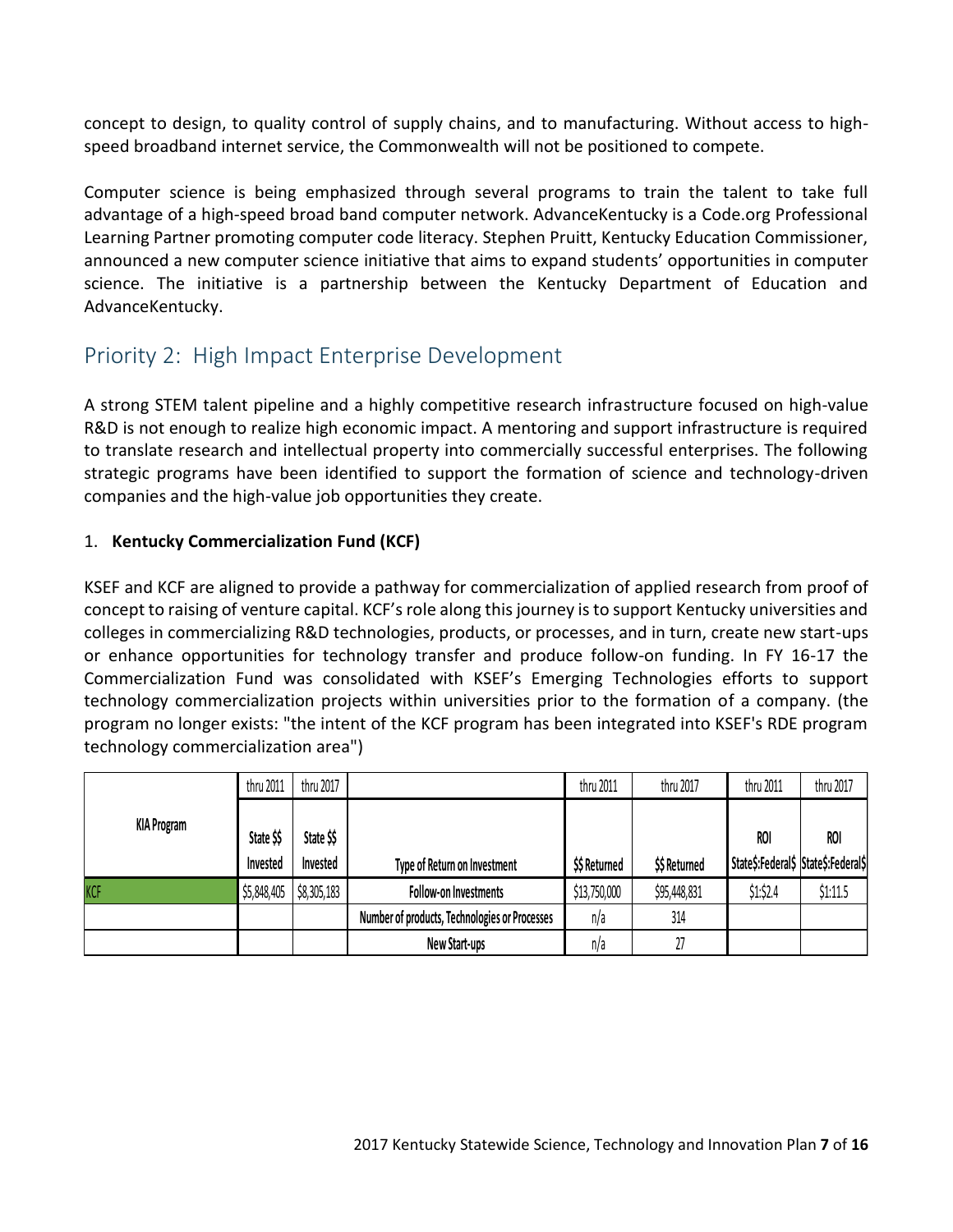concept to design, to quality control of supply chains, and to manufacturing. Without access to high-speed broadband internet service, the Commonwealth will not be positioned to compete.

Computer science is being emphasized through several programs to train the talent to take full advantage of a high-speed broad band computer network. AdvanceKentucky is a Code.org Professional Learning Partner promoting computer code literacy. Stephen Pruitt, Kentucky Education Commissioner, announced a new computer science initiative that aims to expand students' opportunities in computer science. The initiative is a partnership between the Kentucky Department of Education and AdvanceKentucky.

## Priority 2: High Impact Enterprise Development

A strong STEM talent pipeline and a highly competitive research infrastructure focused on high-value R&D is not enough to realize high economic impact. A mentoring and support infrastructure is required to translate research and intellectual property into commercially successful enterprises. The following strategic programs have been identified to support the formation of science and technology-driven companies and the high-value job opportunities they create.

1. **Kentucky Commercialization Fund (KCF)**

KSEF and KCF are aligned to provide a pathway for commercialization of applied research from proof of concept to raising of venture capital. KCF's role along this journey is to support Kentucky universities and colleges in commercializing R&D technologies, products, or processes, and in turn, create new start-ups or enhance opportunities for technology transfer and produce follow-on funding. In FY 16-17 the Commercialization Fund was consolidated with KSEF's Emerging Technologies efforts to support technology commercialization projects within universities prior to the formation of a company. (the program no longer exists: "the intent of the KCF program has been integrated into KSEF's RDE program technology commercialization area")

| KIA Program | thru 2011 State $$ Invested | thru 2017 State $$ Invested | Type of Return on Investment | thru 2011 $$ Returned | thru 2017 $$ Returned | thru 2011 ROI State$:Federal$ | thru 2017 ROI State$:Federal$ |
|---|---|---|---|---|---|---|---|
| KCF | $5,848,405 | $8,305,183 | Follow-on Investments | $13,750,000 | $95,448,831 | $1:$2.4 | $1:11.5 |
| | | | Number of products, Technologies or Processes | n/a | 314 | | |
| | | | New Start-ups | n/a | 27 | | |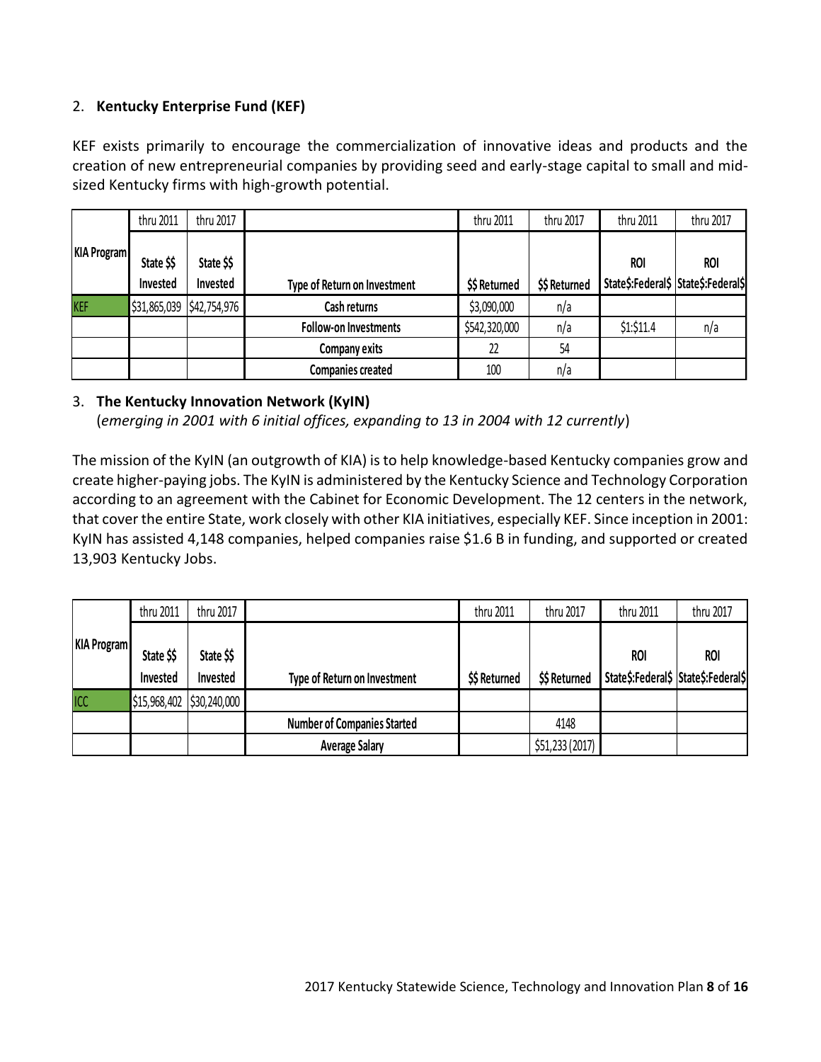2. **Kentucky Enterprise Fund (KEF)**

KEF exists primarily to encourage the commercialization of innovative ideas and products and the creation of new entrepreneurial companies by providing seed and early-stage capital to small and mid-sized Kentucky firms with high-growth potential.

| KIA Program | thru 2011 State $$ Invested | thru 2017 State $$ Invested | Type of Return on Investment | thru 2011 $$ Returned | thru 2017 $$ Returned | thru 2011 ROI State$:Federal$ | thru 2017 ROI State$:Federal$ |
|---|---|---|---|---|---|---|---|
| KEF | $31,865,039 | $42,754,976 | Cash returns | $3,090,000 | n/a | | |
| | | | Follow-on Investments | $542,320,000 | n/a | $1:$11.4 | n/a |
| | | | Company exits | 22 | 54 | | |
| | | | Companies created | 100 | n/a | | |

3. **The Kentucky Innovation Network (KyIN)**
(*emerging in 2001 with 6 initial offices, expanding to 13 in 2004 with 12 currently*)

The mission of the KyIN (an outgrowth of KIA) is to help knowledge-based Kentucky companies grow and create higher-paying jobs. The KyIN is administered by the Kentucky Science and Technology Corporation according to an agreement with the Cabinet for Economic Development. The 12 centers in the network, that cover the entire State, work closely with other KIA initiatives, especially KEF. Since inception in 2001: KyIN has assisted 4,148 companies, helped companies raise $1.6 B in funding, and supported or created 13,903 Kentucky Jobs.

| KIA Program | thru 2011 State $$ Invested | thru 2017 State $$ Invested | Type of Return on Investment | thru 2011 $$ Returned | thru 2017 $$ Returned | thru 2011 ROI State$:Federal$ | thru 2017 ROI State$:Federal$ |
|---|---|---|---|---|---|---|---|
| ICC | $15,968,402 | $30,240,000 | | | | | |
| | | | Number of Companies Started | | 4148 | | |
| | | | Average Salary | | $51,233 (2017) | | |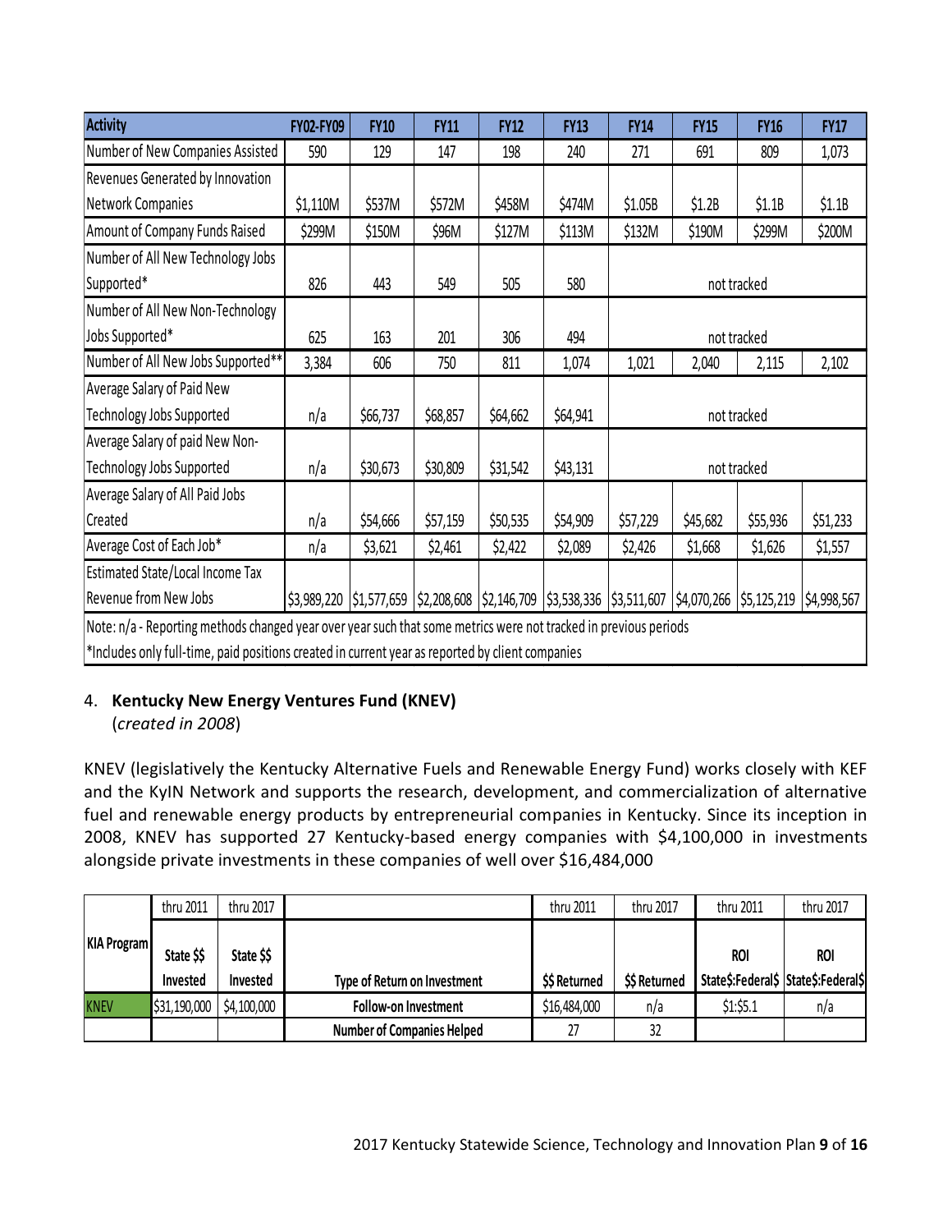| Activity | FY02-FY09 | FY10 | FY11 | FY12 | FY13 | FY14 | FY15 | FY16 | FY17 |
|---|---|---|---|---|---|---|---|---|---|
| Number of New Companies Assisted | 590 | 129 | 147 | 198 | 240 | 271 | 691 | 809 | 1,073 |
| Revenues Generated by Innovation Network Companies | $1,110M | $537M | $572M | $458M | $474M | $1.05B | $1.2B | $1.1B | $1.1B |
| Amount of Company Funds Raised | $299M | $150M | $96M | $127M | $113M | $132M | $190M | $299M | $200M |
| Number of All New Technology Jobs Supported* | 826 | 443 | 549 | 505 | 580 | not tracked | | | |
| Number of All New Non-Technology Jobs Supported* | 625 | 163 | 201 | 306 | 494 | not tracked | | | |
| Number of All New Jobs Supported** | 3,384 | 606 | 750 | 811 | 1,074 | 1,021 | 2,040 | 2,115 | 2,102 |
| Average Salary of Paid New Technology Jobs Supported | n/a | $66,737 | $68,857 | $64,662 | $64,941 | not tracked | | | |
| Average Salary of paid New Non-Technology Jobs Supported | n/a | $30,673 | $30,809 | $31,542 | $43,131 | not tracked | | | |
| Average Salary of All Paid Jobs Created | n/a | $54,666 | $57,159 | $50,535 | $54,909 | $57,229 | $45,682 | $55,936 | $51,233 |
| Average Cost of Each Job* | n/a | $3,621 | $2,461 | $2,422 | $2,089 | $2,426 | $1,668 | $1,626 | $1,557 |
| Estimated State/Local Income Tax Revenue from New Jobs | $3,989,220 | $1,577,659 | $2,208,608 | $2,146,709 | $3,538,336 | $3,511,607 | $4,070,266 | $5,125,219 | $4,998,567 |

Note: n/a - Reporting methods changed year over year such that some metrics were not tracked in previous periods

*Includes only full-time, paid positions created in current year as reported by client companies

4. **Kentucky New Energy Ventures Fund (KNEV)**
   (*created in 2008*)

KNEV (legislatively the Kentucky Alternative Fuels and Renewable Energy Fund) works closely with KEF and the KyIN Network and supports the research, development, and commercialization of alternative fuel and renewable energy products by entrepreneurial companies in Kentucky. Since its inception in 2008, KNEV has supported 27 Kentucky-based energy companies with $4,100,000 in investments alongside private investments in these companies of well over $16,484,000

| KIA Program | thru 2011 State $$ Invested | thru 2017 State $$ Invested | Type of Return on Investment | thru 2011 $$ Returned | thru 2017 $$ Returned | thru 2011 ROI State$:Federal$ | thru 2017 ROI State$:Federal$ |
|---|---|---|---|---|---|---|---|
| KNEV | $31,190,000 | $4,100,000 | Follow-on Investment | $16,484,000 | n/a | $1:$5.1 | n/a |
| | | | Number of Companies Helped | 27 | 32 | | |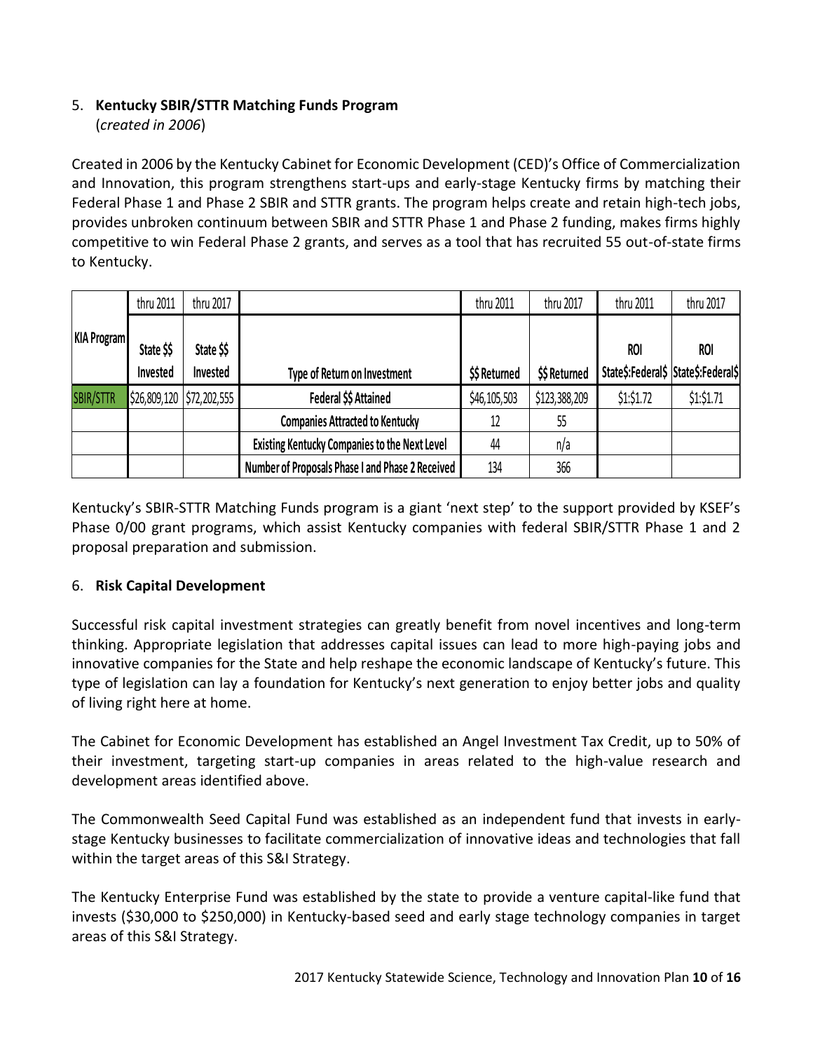5. **Kentucky SBIR/STTR Matching Funds Program**
   (*created in 2006*)

Created in 2006 by the Kentucky Cabinet for Economic Development (CED)'s Office of Commercialization and Innovation, this program strengthens start-ups and early-stage Kentucky firms by matching their Federal Phase 1 and Phase 2 SBIR and STTR grants. The program helps create and retain high-tech jobs, provides unbroken continuum between SBIR and STTR Phase 1 and Phase 2 funding, makes firms highly competitive to win Federal Phase 2 grants, and serves as a tool that has recruited 55 out-of-state firms to Kentucky.

| KIA Program | thru 2011 | thru 2017 | | thru 2011 | thru 2017 | thru 2011 | thru 2017 |
|---|---|---|---|---|---|---|---|
| | State $$ Invested | State $$ Invested | Type of Return on Investment | $$ Returned | $$ Returned | ROI State$:Federal$ | ROI State$:Federal$ |
| SBIR/STTR | $26,809,120 | $72,202,555 | Federal $$ Attained | $46,105,503 | $123,388,209 | $1:$1.72 | $1:$1.71 |
| | | | Companies Attracted to Kentucky | 12 | 55 | | |
| | | | Existing Kentucky Companies to the Next Level | 44 | n/a | | |
| | | | Number of Proposals Phase I and Phase 2 Received | 134 | 366 | | |

Kentucky's SBIR-STTR Matching Funds program is a giant 'next step' to the support provided by KSEF's Phase 0/00 grant programs, which assist Kentucky companies with federal SBIR/STTR Phase 1 and 2 proposal preparation and submission.

6. **Risk Capital Development**

Successful risk capital investment strategies can greatly benefit from novel incentives and long-term thinking. Appropriate legislation that addresses capital issues can lead to more high-paying jobs and innovative companies for the State and help reshape the economic landscape of Kentucky's future. This type of legislation can lay a foundation for Kentucky's next generation to enjoy better jobs and quality of living right here at home.

The Cabinet for Economic Development has established an Angel Investment Tax Credit, up to 50% of their investment, targeting start-up companies in areas related to the high-value research and development areas identified above.

The Commonwealth Seed Capital Fund was established as an independent fund that invests in early-stage Kentucky businesses to facilitate commercialization of innovative ideas and technologies that fall within the target areas of this S&I Strategy.

The Kentucky Enterprise Fund was established by the state to provide a venture capital-like fund that invests ($30,000 to $250,000) in Kentucky-based seed and early stage technology companies in target areas of this S&I Strategy.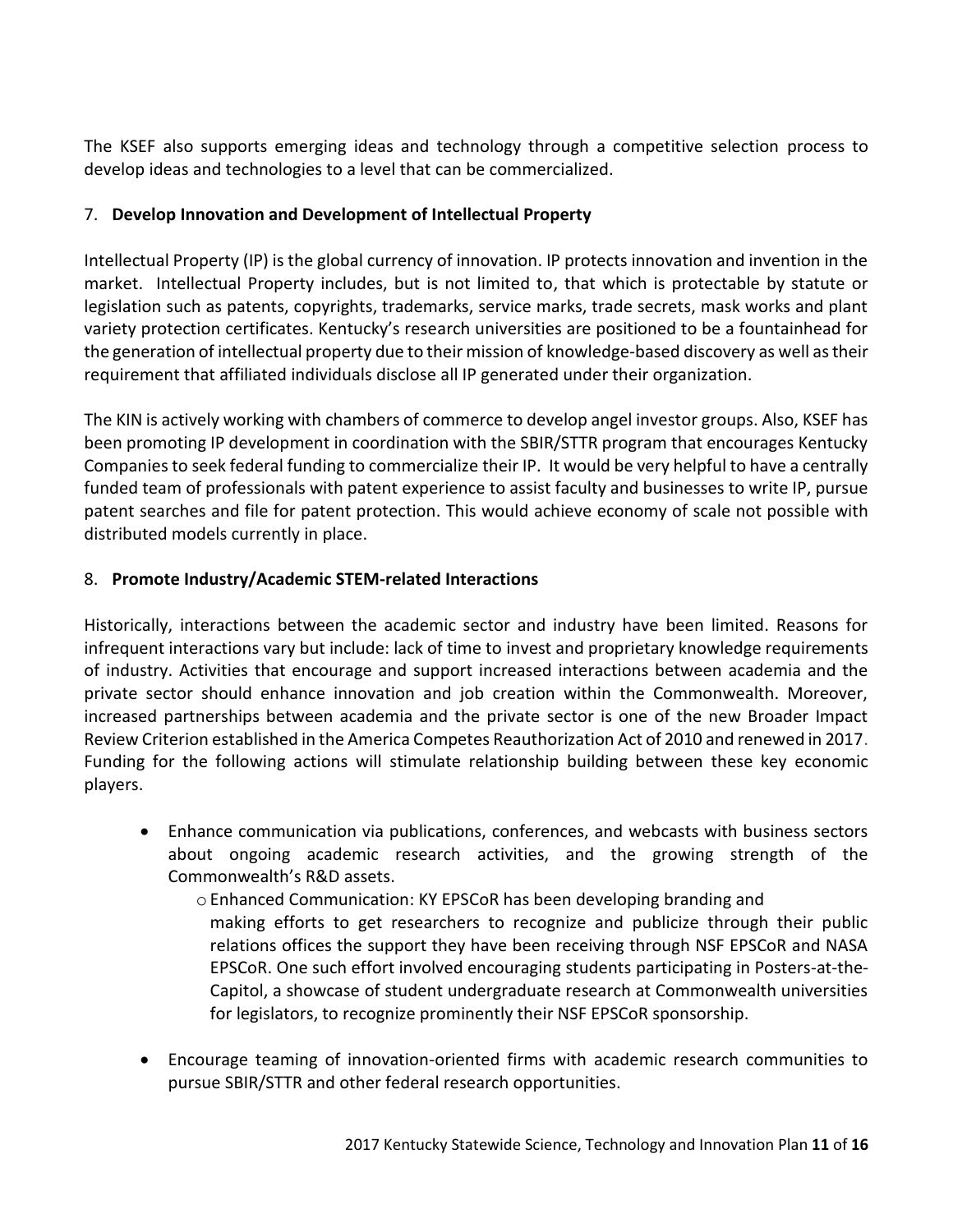The KSEF also supports emerging ideas and technology through a competitive selection process to develop ideas and technologies to a level that can be commercialized.

7. **Develop Innovation and Development of Intellectual Property**

Intellectual Property (IP) is the global currency of innovation. IP protects innovation and invention in the market. Intellectual Property includes, but is not limited to, that which is protectable by statute or legislation such as patents, copyrights, trademarks, service marks, trade secrets, mask works and plant variety protection certificates. Kentucky's research universities are positioned to be a fountainhead for the generation of intellectual property due to their mission of knowledge-based discovery as well as their requirement that affiliated individuals disclose all IP generated under their organization.

The KIN is actively working with chambers of commerce to develop angel investor groups. Also, KSEF has been promoting IP development in coordination with the SBIR/STTR program that encourages Kentucky Companies to seek federal funding to commercialize their IP. It would be very helpful to have a centrally funded team of professionals with patent experience to assist faculty and businesses to write IP, pursue patent searches and file for patent protection. This would achieve economy of scale not possible with distributed models currently in place.

8. **Promote Industry/Academic STEM-related Interactions**

Historically, interactions between the academic sector and industry have been limited. Reasons for infrequent interactions vary but include: lack of time to invest and proprietary knowledge requirements of industry. Activities that encourage and support increased interactions between academia and the private sector should enhance innovation and job creation within the Commonwealth. Moreover, increased partnerships between academia and the private sector is one of the new Broader Impact Review Criterion established in the America Competes Reauthorization Act of 2010 and renewed in 2017. Funding for the following actions will stimulate relationship building between these key economic players.

- Enhance communication via publications, conferences, and webcasts with business sectors about ongoing academic research activities, and the growing strength of the Commonwealth's R&D assets.
  - Enhanced Communication: KY EPSCoR has been developing branding and making efforts to get researchers to recognize and publicize through their public relations offices the support they have been receiving through NSF EPSCoR and NASA EPSCoR. One such effort involved encouraging students participating in Posters-at-the-Capitol, a showcase of student undergraduate research at Commonwealth universities for legislators, to recognize prominently their NSF EPSCoR sponsorship.
- Encourage teaming of innovation-oriented firms with academic research communities to pursue SBIR/STTR and other federal research opportunities.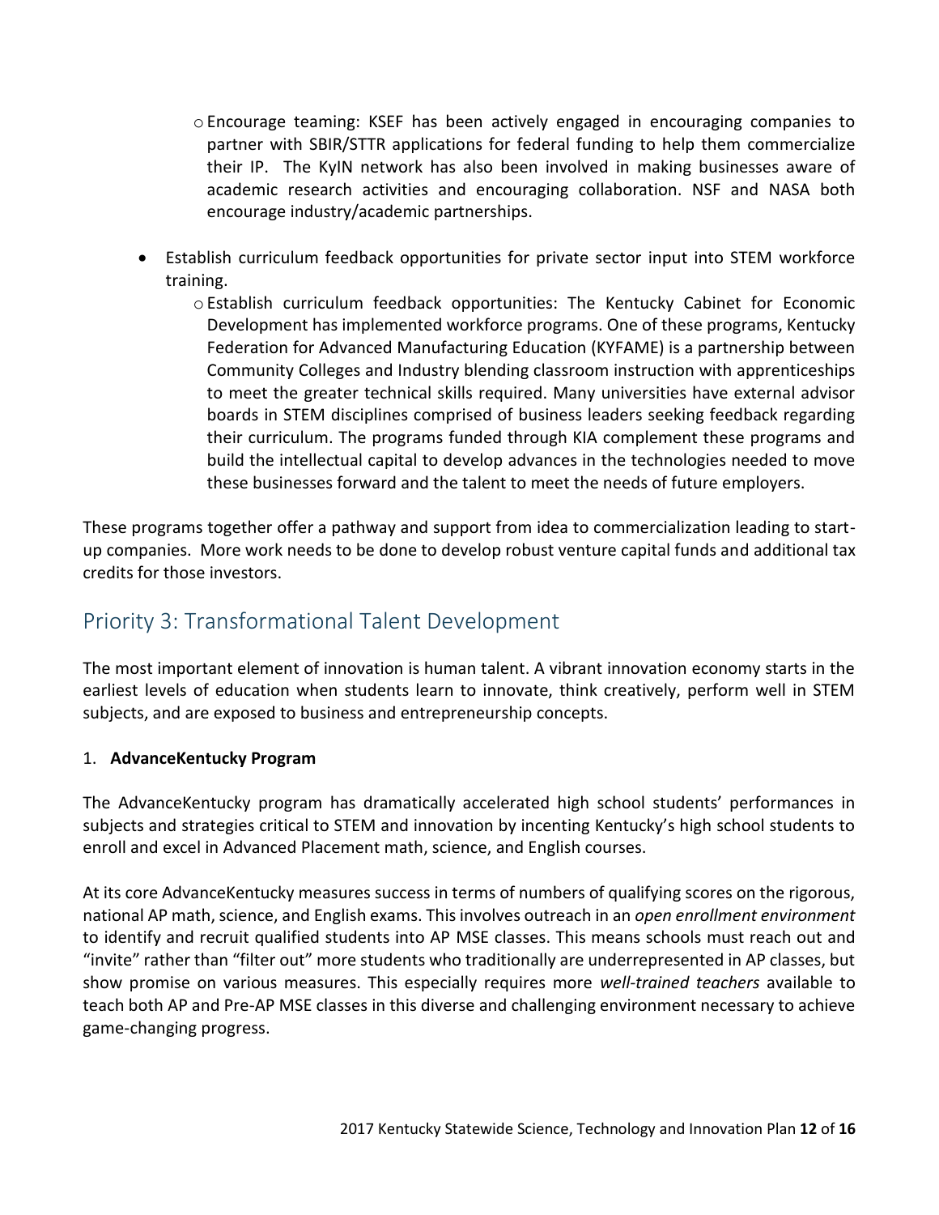- Encourage teaming: KSEF has been actively engaged in encouraging companies to partner with SBIR/STTR applications for federal funding to help them commercialize their IP. The KyIN network has also been involved in making businesses aware of academic research activities and encouraging collaboration. NSF and NASA both encourage industry/academic partnerships.

- Establish curriculum feedback opportunities for private sector input into STEM workforce training.
  - Establish curriculum feedback opportunities: The Kentucky Cabinet for Economic Development has implemented workforce programs. One of these programs, Kentucky Federation for Advanced Manufacturing Education (KYFAME) is a partnership between Community Colleges and Industry blending classroom instruction with apprenticeships to meet the greater technical skills required. Many universities have external advisor boards in STEM disciplines comprised of business leaders seeking feedback regarding their curriculum. The programs funded through KIA complement these programs and build the intellectual capital to develop advances in the technologies needed to move these businesses forward and the talent to meet the needs of future employers.

These programs together offer a pathway and support from idea to commercialization leading to start-up companies. More work needs to be done to develop robust venture capital funds and additional tax credits for those investors.

## Priority 3: Transformational Talent Development

The most important element of innovation is human talent. A vibrant innovation economy starts in the earliest levels of education when students learn to innovate, think creatively, perform well in STEM subjects, and are exposed to business and entrepreneurship concepts.

1. **AdvanceKentucky Program**

The AdvanceKentucky program has dramatically accelerated high school students' performances in subjects and strategies critical to STEM and innovation by incenting Kentucky's high school students to enroll and excel in Advanced Placement math, science, and English courses.

At its core AdvanceKentucky measures success in terms of numbers of qualifying scores on the rigorous, national AP math, science, and English exams. This involves outreach in an *open enrollment environment* to identify and recruit qualified students into AP MSE classes. This means schools must reach out and "invite" rather than "filter out" more students who traditionally are underrepresented in AP classes, but show promise on various measures. This especially requires more *well-trained teachers* available to teach both AP and Pre-AP MSE classes in this diverse and challenging environment necessary to achieve game-changing progress.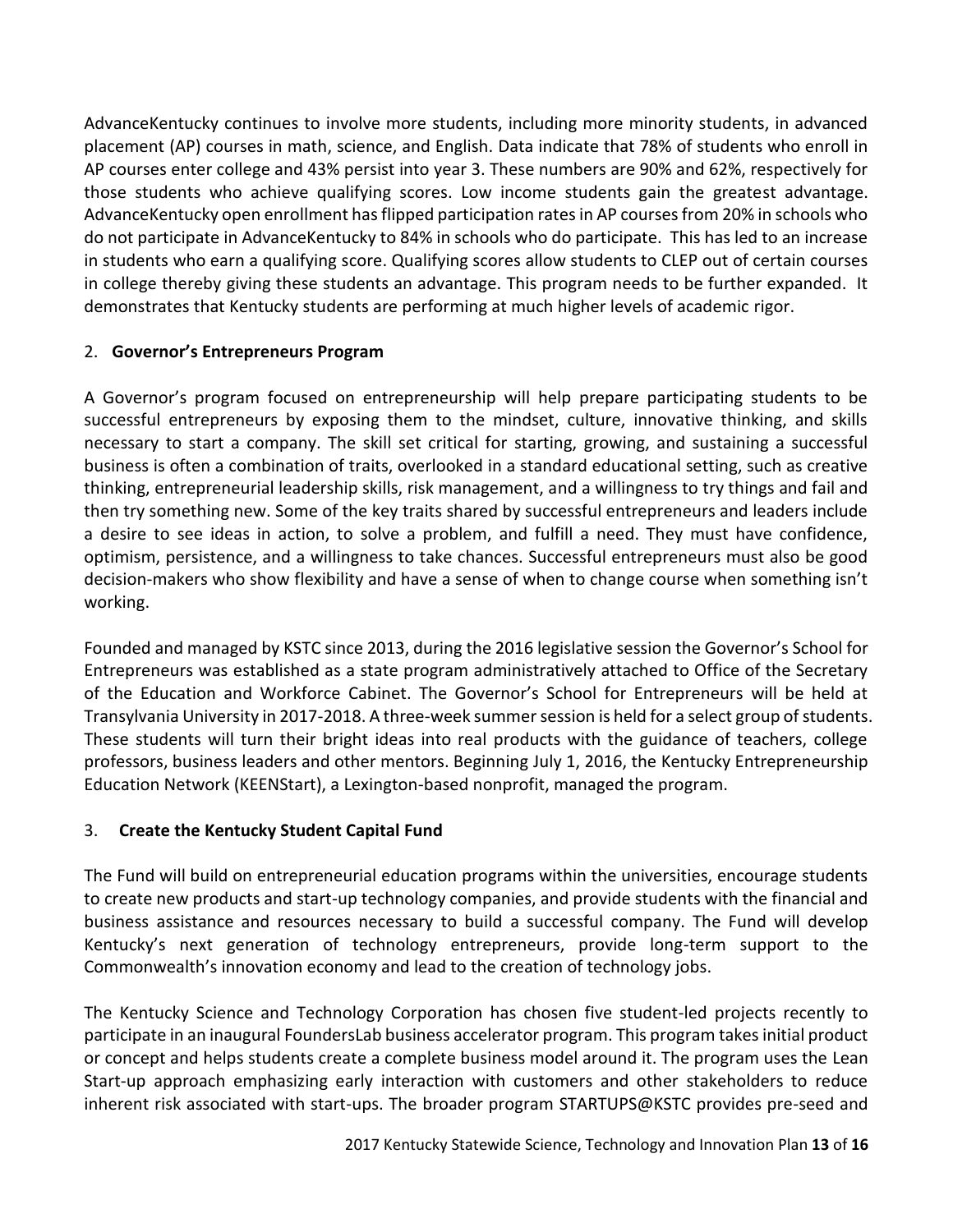AdvanceKentucky continues to involve more students, including more minority students, in advanced placement (AP) courses in math, science, and English. Data indicate that 78% of students who enroll in AP courses enter college and 43% persist into year 3. These numbers are 90% and 62%, respectively for those students who achieve qualifying scores. Low income students gain the greatest advantage. AdvanceKentucky open enrollment has flipped participation rates in AP courses from 20% in schools who do not participate in AdvanceKentucky to 84% in schools who do participate. This has led to an increase in students who earn a qualifying score. Qualifying scores allow students to CLEP out of certain courses in college thereby giving these students an advantage. This program needs to be further expanded. It demonstrates that Kentucky students are performing at much higher levels of academic rigor.

2. **Governor's Entrepreneurs Program**

A Governor's program focused on entrepreneurship will help prepare participating students to be successful entrepreneurs by exposing them to the mindset, culture, innovative thinking, and skills necessary to start a company. The skill set critical for starting, growing, and sustaining a successful business is often a combination of traits, overlooked in a standard educational setting, such as creative thinking, entrepreneurial leadership skills, risk management, and a willingness to try things and fail and then try something new. Some of the key traits shared by successful entrepreneurs and leaders include a desire to see ideas in action, to solve a problem, and fulfill a need. They must have confidence, optimism, persistence, and a willingness to take chances. Successful entrepreneurs must also be good decision-makers who show flexibility and have a sense of when to change course when something isn't working.

Founded and managed by KSTC since 2013, during the 2016 legislative session the Governor's School for Entrepreneurs was established as a state program administratively attached to Office of the Secretary of the Education and Workforce Cabinet. The Governor's School for Entrepreneurs will be held at Transylvania University in 2017-2018. A three-week summer session is held for a select group of students. These students will turn their bright ideas into real products with the guidance of teachers, college professors, business leaders and other mentors. Beginning July 1, 2016, the Kentucky Entrepreneurship Education Network (KEENStart), a Lexington-based nonprofit, managed the program.

3. **Create the Kentucky Student Capital Fund**

The Fund will build on entrepreneurial education programs within the universities, encourage students to create new products and start-up technology companies, and provide students with the financial and business assistance and resources necessary to build a successful company. The Fund will develop Kentucky's next generation of technology entrepreneurs, provide long-term support to the Commonwealth's innovation economy and lead to the creation of technology jobs.

The Kentucky Science and Technology Corporation has chosen five student-led projects recently to participate in an inaugural FoundersLab business accelerator program. This program takes initial product or concept and helps students create a complete business model around it. The program uses the Lean Start-up approach emphasizing early interaction with customers and other stakeholders to reduce inherent risk associated with start-ups. The broader program STARTUPS@KSTC provides pre-seed and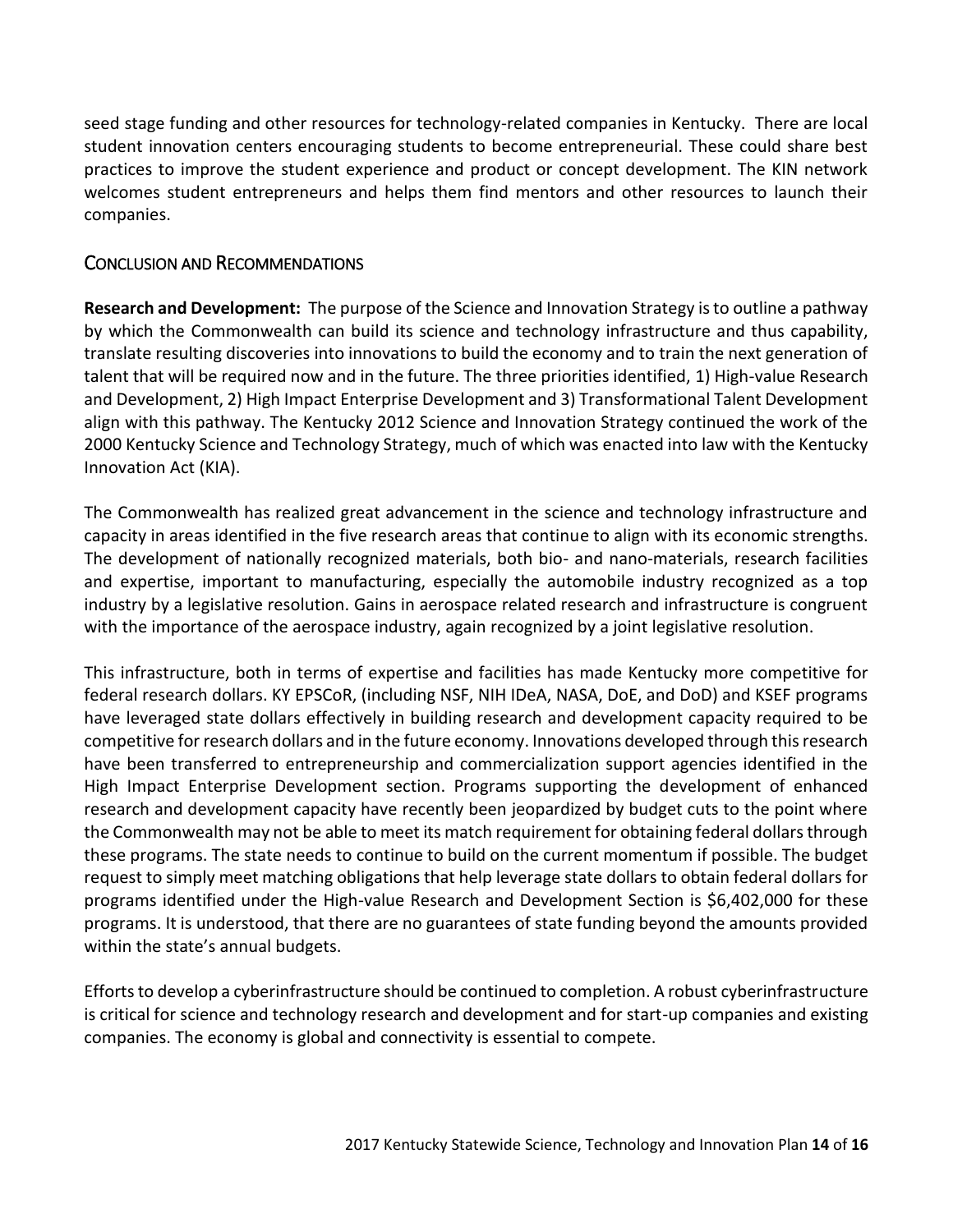seed stage funding and other resources for technology-related companies in Kentucky. There are local student innovation centers encouraging students to become entrepreneurial. These could share best practices to improve the student experience and product or concept development. The KIN network welcomes student entrepreneurs and helps them find mentors and other resources to launch their companies.

## Conclusion and Recommendations

**Research and Development:** The purpose of the Science and Innovation Strategy is to outline a pathway by which the Commonwealth can build its science and technology infrastructure and thus capability, translate resulting discoveries into innovations to build the economy and to train the next generation of talent that will be required now and in the future. The three priorities identified, 1) High-value Research and Development, 2) High Impact Enterprise Development and 3) Transformational Talent Development align with this pathway. The Kentucky 2012 Science and Innovation Strategy continued the work of the 2000 Kentucky Science and Technology Strategy, much of which was enacted into law with the Kentucky Innovation Act (KIA).

The Commonwealth has realized great advancement in the science and technology infrastructure and capacity in areas identified in the five research areas that continue to align with its economic strengths. The development of nationally recognized materials, both bio- and nano-materials, research facilities and expertise, important to manufacturing, especially the automobile industry recognized as a top industry by a legislative resolution. Gains in aerospace related research and infrastructure is congruent with the importance of the aerospace industry, again recognized by a joint legislative resolution.

This infrastructure, both in terms of expertise and facilities has made Kentucky more competitive for federal research dollars. KY EPSCoR, (including NSF, NIH IDeA, NASA, DoE, and DoD) and KSEF programs have leveraged state dollars effectively in building research and development capacity required to be competitive for research dollars and in the future economy. Innovations developed through this research have been transferred to entrepreneurship and commercialization support agencies identified in the High Impact Enterprise Development section. Programs supporting the development of enhanced research and development capacity have recently been jeopardized by budget cuts to the point where the Commonwealth may not be able to meet its match requirement for obtaining federal dollars through these programs. The state needs to continue to build on the current momentum if possible. The budget request to simply meet matching obligations that help leverage state dollars to obtain federal dollars for programs identified under the High-value Research and Development Section is $6,402,000 for these programs. It is understood, that there are no guarantees of state funding beyond the amounts provided within the state's annual budgets.

Efforts to develop a cyberinfrastructure should be continued to completion. A robust cyberinfrastructure is critical for science and technology research and development and for start-up companies and existing companies. The economy is global and connectivity is essential to compete.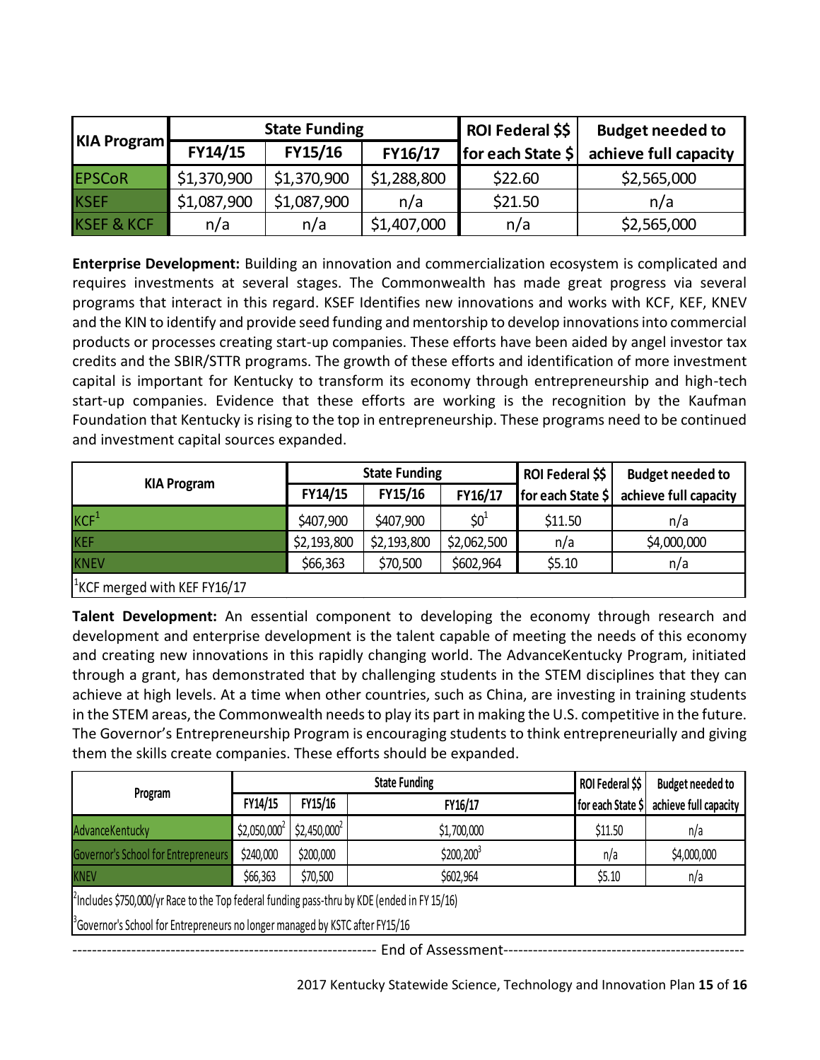| KIA Program | State Funding | | | ROI Federal $$ | Budget needed to |
|---|---|---|---|---|---|
| | FY14/15 | FY15/16 | FY16/17 | for each State $ | achieve full capacity |
| EPSCoR | $1,370,900 | $1,370,900 | $1,288,800 | $22.60 | $2,565,000 |
| KSEF | $1,087,900 | $1,087,900 | n/a | $21.50 | n/a |
| KSEF & KCF | n/a | n/a | $1,407,000 | n/a | $2,565,000 |

**Enterprise Development:** Building an innovation and commercialization ecosystem is complicated and requires investments at several stages. The Commonwealth has made great progress via several programs that interact in this regard. KSEF Identifies new innovations and works with KCF, KEF, KNEV and the KIN to identify and provide seed funding and mentorship to develop innovations into commercial products or processes creating start-up companies. These efforts have been aided by angel investor tax credits and the SBIR/STTR programs. The growth of these efforts and identification of more investment capital is important for Kentucky to transform its economy through entrepreneurship and high-tech start-up companies. Evidence that these efforts are working is the recognition by the Kaufman Foundation that Kentucky is rising to the top in entrepreneurship. These programs need to be continued and investment capital sources expanded.

| KIA Program | State Funding | | | ROI Federal $$ | Budget needed to |
|---|---|---|---|---|---|
| | FY14/15 | FY15/16 | FY16/17 | for each State $ | achieve full capacity |
| KCF[1] | $407,900 | $407,900 | $0[1] | $11.50 | n/a |
| KEF | $2,193,800 | $2,193,800 | $2,062,500 | n/a | $4,000,000 |
| KNEV | $66,363 | $70,500 | $602,964 | $5.10 | n/a |

[1]KCF merged with KEF FY16/17

**Talent Development:** An essential component to developing the economy through research and development and enterprise development is the talent capable of meeting the needs of this economy and creating new innovations in this rapidly changing world. The AdvanceKentucky Program, initiated through a grant, has demonstrated that by challenging students in the STEM disciplines that they can achieve at high levels. At a time when other countries, such as China, are investing in training students in the STEM areas, the Commonwealth needs to play its part in making the U.S. competitive in the future. The Governor's Entrepreneurship Program is encouraging students to think entrepreneurially and giving them the skills create companies. These efforts should be expanded.

| Program | State Funding | | | ROI Federal $$ | Budget needed to |
|---|---|---|---|---|---|
| | FY14/15 | FY15/16 | FY16/17 | for each State $ | achieve full capacity |
| AdvanceKentucky | $2,050,000[2] | $2,450,000[2] | $1,700,000 | $11.50 | n/a |
| Governor's School for Entrepreneurs | $240,000 | $200,000 | $200,200[3] | n/a | $4,000,000 |
| KNEV | $66,363 | $70,500 | $602,964 | $5.10 | n/a |

[2]Includes $750,000/yr Race to the Top federal funding pass-thru by KDE (ended in FY 15/16)

[3]Governor's School for Entrepreneurs no longer managed by KSTC after FY15/16

------------------------------------------------------------ End of Assessment------------------------------------------------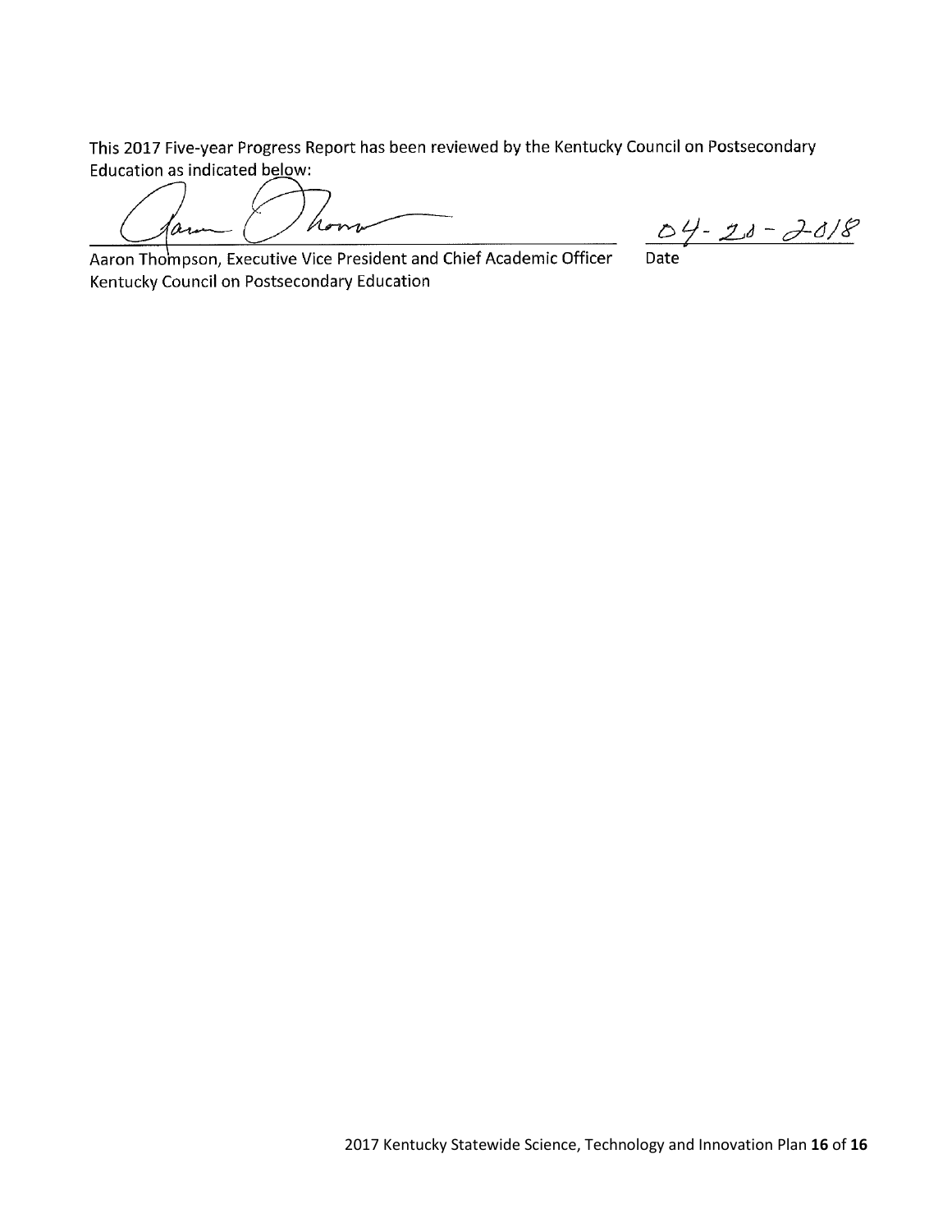This 2017 Five-year Progress Report has been reviewed by the Kentucky Council on Postsecondary Education as indicated below:

Aaron Thompson, Executive Vice President and Chief Academic Officer
Kentucky Council on Postsecondary Education

04-20-2018
Date